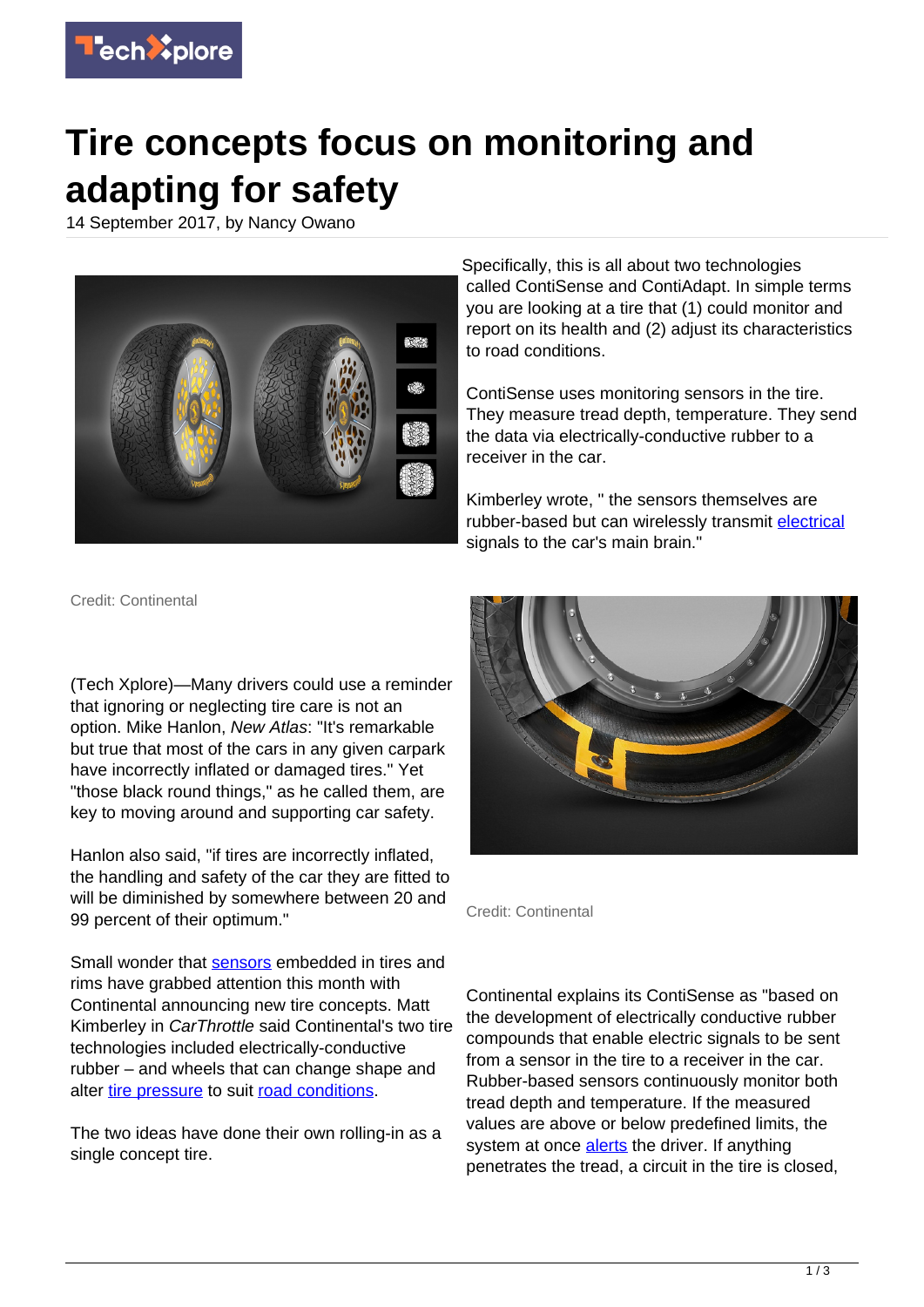# Tire concepts focus on monitoring and adapting for safety

14 September 2017, by Nancy Owano

Credit: Continental

(Tech Xplore)—Many drivers could use a reminder that ignoring or neglecting tire care is not an option. Mike Hanlon, *New Atlas*: "It's remarkable but true that most of the cars in any given carpark have incorrectly inflated or damaged tires." Yet "those black round things," as he called them, are key to moving around and supporting car safety.

Hanlon also said, "if tires are incorrectly inflated, the handling and safety of the car they are fitted to will be diminished by somewhere between 20 and 99 percent of their optimum."

Small wonder that sensors embedded in tires and rims have grabbed attention this month with Continental announcing new tire concepts. Matt Kimberley in *CarThrottle* said Continental's two tire technologies included electrically-conductive rubber – and wheels that can change shape and alter tire pressure to suit road conditions.

The two ideas have done their own rolling-in as a single concept tire.

Specifically, this is all about two technologies called ContiSense and ContiAdapt. In simple terms you are looking at a tire that (1) could monitor and report on its health and (2) adjust its characteristics to road conditions.

ContiSense uses monitoring sensors in the tire. They measure tread depth, temperature. They send the data via electrically-conductive rubber to a receiver in the car.

Kimberley wrote, " the sensors themselves are rubber-based but can wirelessly transmit electrical signals to the car's main brain."

Credit: Continental

Continental explains its ContiSense as "based on the development of electrically conductive rubber compounds that enable electric signals to be sent from a sensor in the tire to a receiver in the car. Rubber-based sensors continuously monitor both tread depth and temperature. If the measured values are above or below predefined limits, the system at once alerts the driver. If anything penetrates the tread, a circuit in the tire is closed,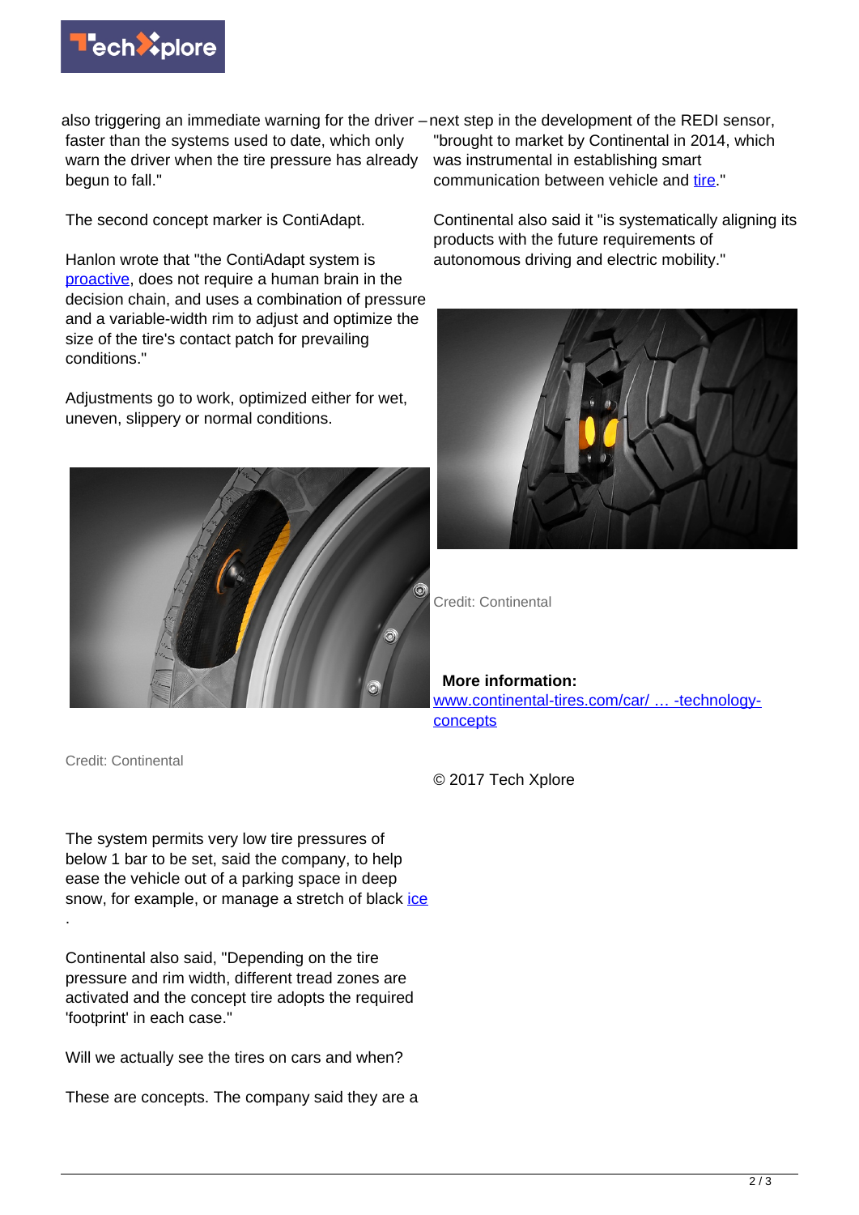also triggering an immediate warning for the driver – faster than the systems used to date, which only warn the driver when the tire pressure has already begun to fall."

The second concept marker is ContiAdapt.

Hanlon wrote that "the ContiAdapt system is proactive, does not require a human brain in the decision chain, and uses a combination of pressure and a variable-width rim to adjust and optimize the size of the tire's contact patch for prevailing conditions."

Adjustments go to work, optimized either for wet, uneven, slippery or normal conditions.

Credit: Continental

The system permits very low tire pressures of below 1 bar to be set, said the company, to help ease the vehicle out of a parking space in deep snow, for example, or manage a stretch of black ice.

Continental also said, "Depending on the tire pressure and rim width, different tread zones are activated and the concept tire adopts the required 'footprint' in each case."

Will we actually see the tires on cars and when?

These are concepts. The company said they are a next step in the development of the REDI sensor, "brought to market by Continental in 2014, which was instrumental in establishing smart communication between vehicle and tire."

Continental also said it "is systematically aligning its products with the future requirements of autonomous driving and electric mobility."

Credit: Continental

**More information:** www.continental-tires.com/car/ … -technology-concepts

© 2017 Tech Xplore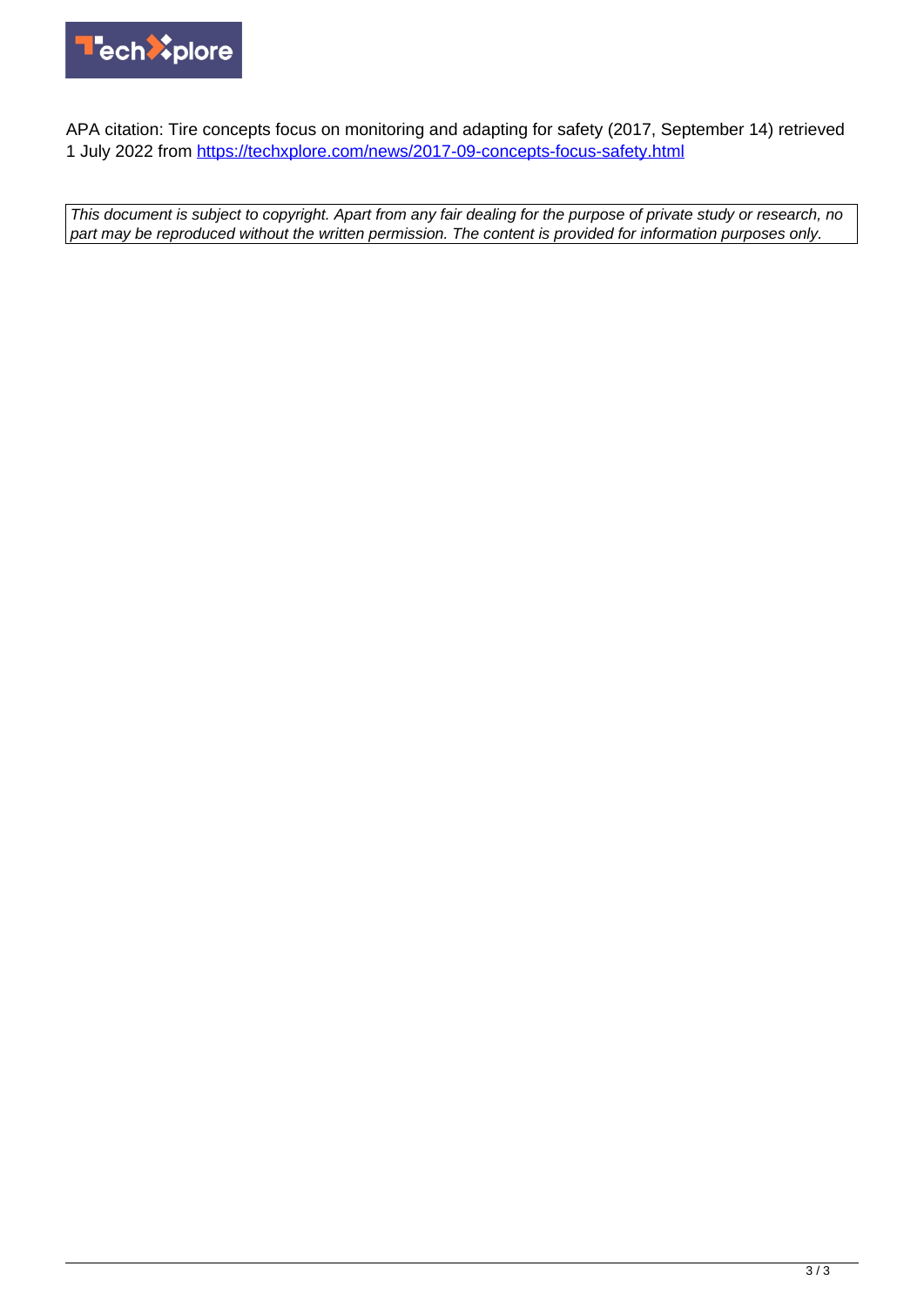APA citation: Tire concepts focus on monitoring and adapting for safety (2017, September 14) retrieved 1 July 2022 from https://techxplore.com/news/2017-09-concepts-focus-safety.html

*This document is subject to copyright. Apart from any fair dealing for the purpose of private study or research, no part may be reproduced without the written permission. The content is provided for information purposes only.*